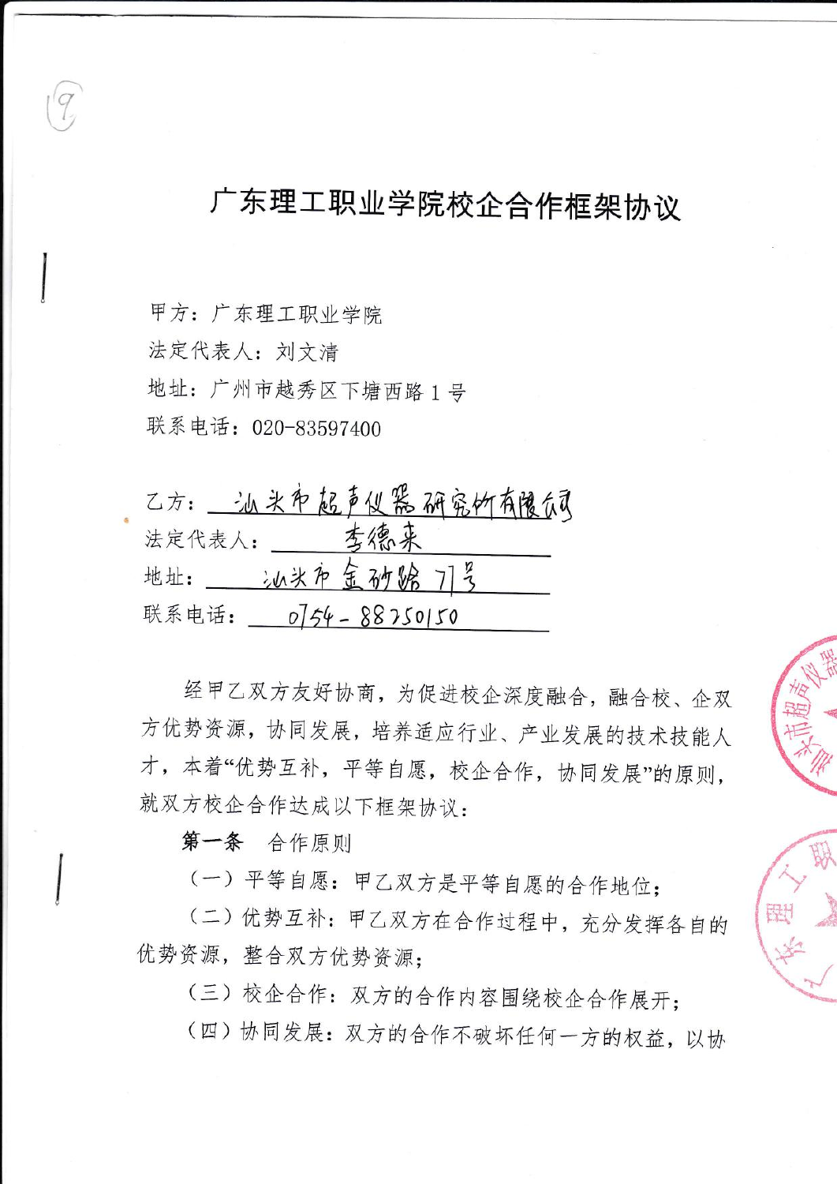# 广东理工职业学院校企合作框架协议

甲方：广东理工职业学院

法定代表人：刘文清

地址：广州市越秀区下塘西路 1 号

联系电话：020-83597400

乙方：汕头市超声仪器研究所有限公司

法定代表人：李德来

地址：汕头市金砂路 77 号

联系电话：0754-88250150

经甲乙双方友好协商，为促进校企深度融合，融合校、企双方优势资源，协同发展，培养适应行业、产业发展的技术技能人才，本着"优势互补，平等自愿，校企合作，协同发展"的原则，就双方校企合作达成以下框架协议：

**第一条** 合作原则

（一）平等自愿：甲乙双方是平等自愿的合作地位；

（二）优势互补：甲乙双方在合作过程中，充分发挥各自的优势资源，整合双方优势资源；

（三）校企合作：双方的合作内容围绕校企合作展开；

（四）协同发展：双方的合作不破坏任何一方的权益，以协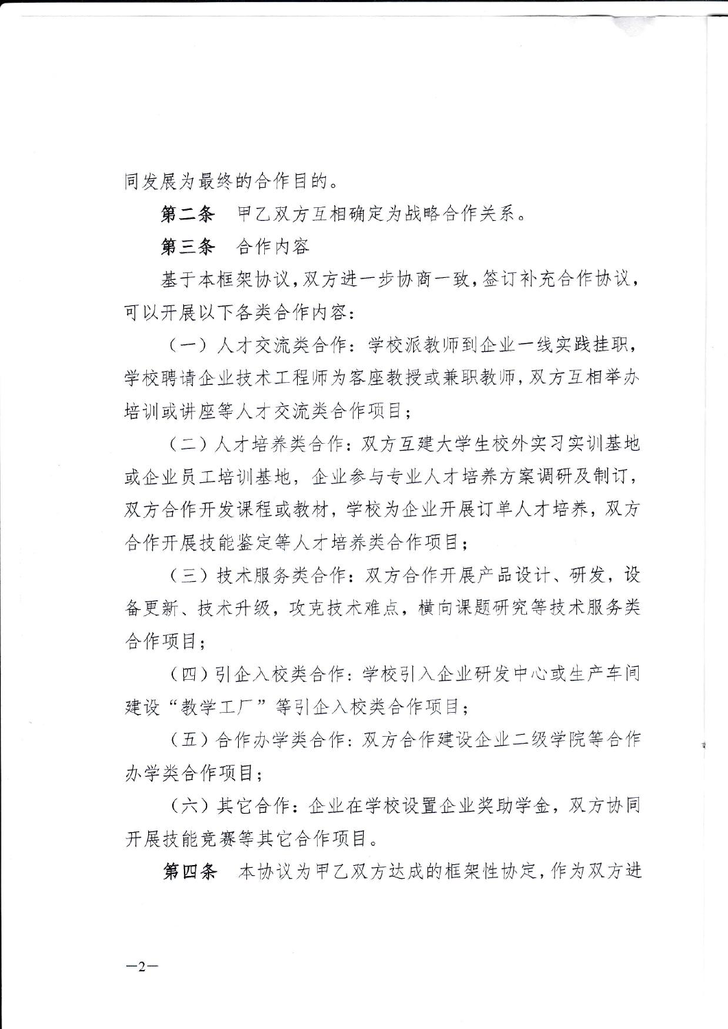同发展为最终的合作目的。

**第二条** 甲乙双方互相确定为战略合作关系。

**第三条** 合作内容

基于本框架协议，双方进一步协商一致，签订补充合作协议，可以开展以下各类合作内容：

（一）人才交流类合作：学校派教师到企业一线实践挂职，学校聘请企业技术工程师为客座教授或兼职教师，双方互相举办培训或讲座等人才交流类合作项目；

（二）人才培养类合作：双方互建大学生校外实习实训基地或企业员工培训基地，企业参与专业人才培养方案调研及制订，双方合作开发课程或教材，学校为企业开展订单人才培养，双方合作开展技能鉴定等人才培养类合作项目；

（三）技术服务类合作：双方合作开展产品设计、研发，设备更新、技术升级，攻克技术难点，横向课题研究等技术服务类合作项目；

（四）引企入校类合作：学校引入企业研发中心或生产车间建设"教学工厂"等引企入校类合作项目；

（五）合作办学类合作：双方合作建设企业二级学院等合作办学类合作项目；

（六）其它合作：企业在学校设置企业奖助学金，双方协同开展技能竞赛等其它合作项目。

**第四条** 本协议为甲乙双方达成的框架性协定，作为双方进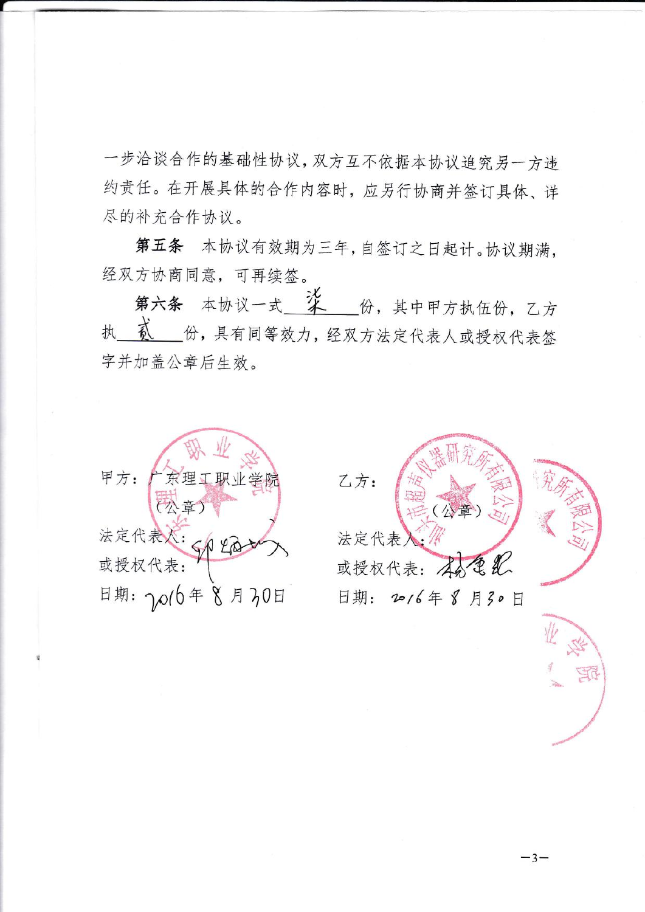一步洽谈合作的基础性协议，双方互不依据本协议追究另一方违约责任。在开展具体的合作内容时，应另行协商并签订具体、详尽的补充合作协议。

**第五条** 本协议有效期为三年，自签订之日起计。协议期满，经双方协商同意，可再续签。

**第六条** 本协议一式\_\_柒\_\_份，其中甲方执伍份，乙方执\_\_贰\_\_份，具有同等效力，经双方法定代表人或授权代表签字并加盖公章后生效。

甲方：广东理工职业学院（公章）

法定代表人：

或授权代表：

日期：2016年8月30日

乙方：（公章）

法定代表人：

或授权代表：

日期：2016年8月30日